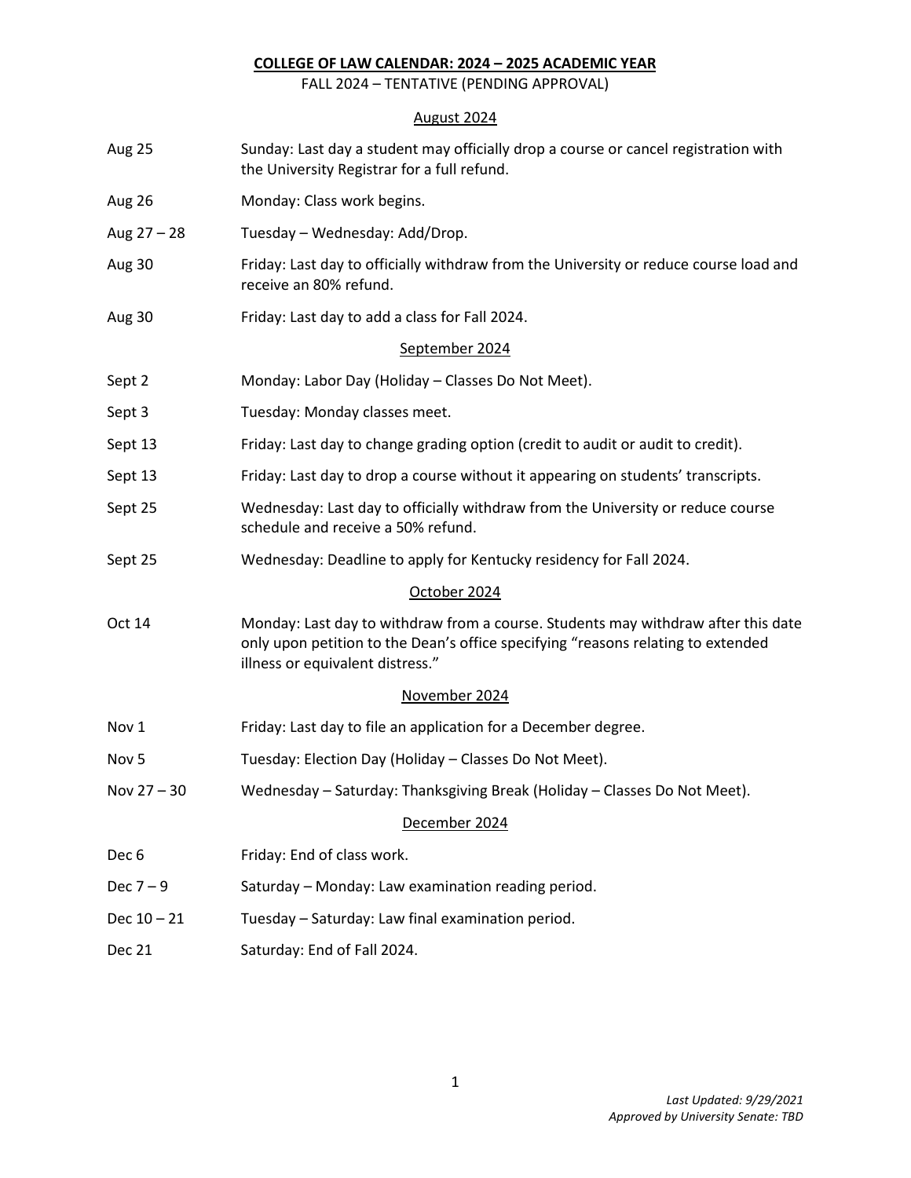# COLLEGE OF LAW CALENDAR: 2024 – 2025 ACADEMIC YEAR

FALL 2024 – TENTATIVE (PENDING APPROVAL)

## August 2024

| | |
|---|---|
| Aug 25 | Sunday: Last day a student may officially drop a course or cancel registration with the University Registrar for a full refund. |
| Aug 26 | Monday: Class work begins. |
| Aug 27 – 28 | Tuesday – Wednesday: Add/Drop. |
| Aug 30 | Friday: Last day to officially withdraw from the University or reduce course load and receive an 80% refund. |
| Aug 30 | Friday: Last day to add a class for Fall 2024. |

## September 2024

| | |
|---|---|
| Sept 2 | Monday: Labor Day (Holiday – Classes Do Not Meet). |
| Sept 3 | Tuesday: Monday classes meet. |
| Sept 13 | Friday: Last day to change grading option (credit to audit or audit to credit). |
| Sept 13 | Friday: Last day to drop a course without it appearing on students' transcripts. |
| Sept 25 | Wednesday: Last day to officially withdraw from the University or reduce course schedule and receive a 50% refund. |
| Sept 25 | Wednesday: Deadline to apply for Kentucky residency for Fall 2024. |

## October 2024

| | |
|---|---|
| Oct 14 | Monday: Last day to withdraw from a course. Students may withdraw after this date only upon petition to the Dean's office specifying "reasons relating to extended illness or equivalent distress." |

## November 2024

| | |
|---|---|
| Nov 1 | Friday: Last day to file an application for a December degree. |
| Nov 5 | Tuesday: Election Day (Holiday – Classes Do Not Meet). |
| Nov 27 – 30 | Wednesday – Saturday: Thanksgiving Break (Holiday – Classes Do Not Meet). |

## December 2024

| | |
|---|---|
| Dec 6 | Friday: End of class work. |
| Dec 7 – 9 | Saturday – Monday: Law examination reading period. |
| Dec 10 – 21 | Tuesday – Saturday: Law final examination period. |
| Dec 21 | Saturday: End of Fall 2024. |

*Last Updated: 9/29/2021*
*Approved by University Senate: TBD*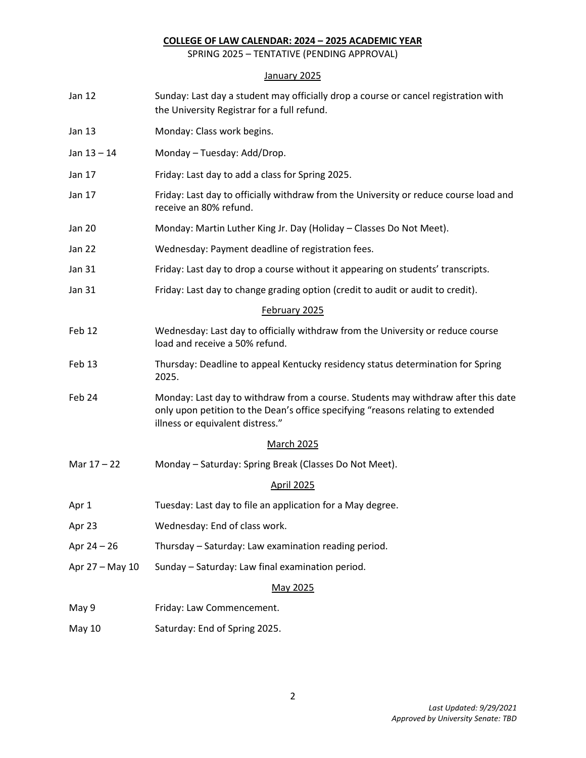**COLLEGE OF LAW CALENDAR: 2024 – 2025 ACADEMIC YEAR**

SPRING 2025 – TENTATIVE (PENDING APPROVAL)

January 2025

| | |
|---|---|
| Jan 12 | Sunday: Last day a student may officially drop a course or cancel registration with the University Registrar for a full refund. |
| Jan 13 | Monday: Class work begins. |
| Jan 13 – 14 | Monday – Tuesday: Add/Drop. |
| Jan 17 | Friday: Last day to add a class for Spring 2025. |
| Jan 17 | Friday: Last day to officially withdraw from the University or reduce course load and receive an 80% refund. |
| Jan 20 | Monday: Martin Luther King Jr. Day (Holiday – Classes Do Not Meet). |
| Jan 22 | Wednesday: Payment deadline of registration fees. |
| Jan 31 | Friday: Last day to drop a course without it appearing on students' transcripts. |
| Jan 31 | Friday: Last day to change grading option (credit to audit or audit to credit). |

February 2025

| | |
|---|---|
| Feb 12 | Wednesday: Last day to officially withdraw from the University or reduce course load and receive a 50% refund. |
| Feb 13 | Thursday: Deadline to appeal Kentucky residency status determination for Spring 2025. |
| Feb 24 | Monday: Last day to withdraw from a course. Students may withdraw after this date only upon petition to the Dean's office specifying "reasons relating to extended illness or equivalent distress." |

March 2025

| | |
|---|---|
| Mar 17 – 22 | Monday – Saturday: Spring Break (Classes Do Not Meet). |

April 2025

| | |
|---|---|
| Apr 1 | Tuesday: Last day to file an application for a May degree. |
| Apr 23 | Wednesday: End of class work. |
| Apr 24 – 26 | Thursday – Saturday: Law examination reading period. |
| Apr 27 – May 10 | Sunday – Saturday: Law final examination period. |

May 2025

| | |
|---|---|
| May 9 | Friday: Law Commencement. |
| May 10 | Saturday: End of Spring 2025. |

*Last Updated: 9/29/2021*
*Approved by University Senate: TBD*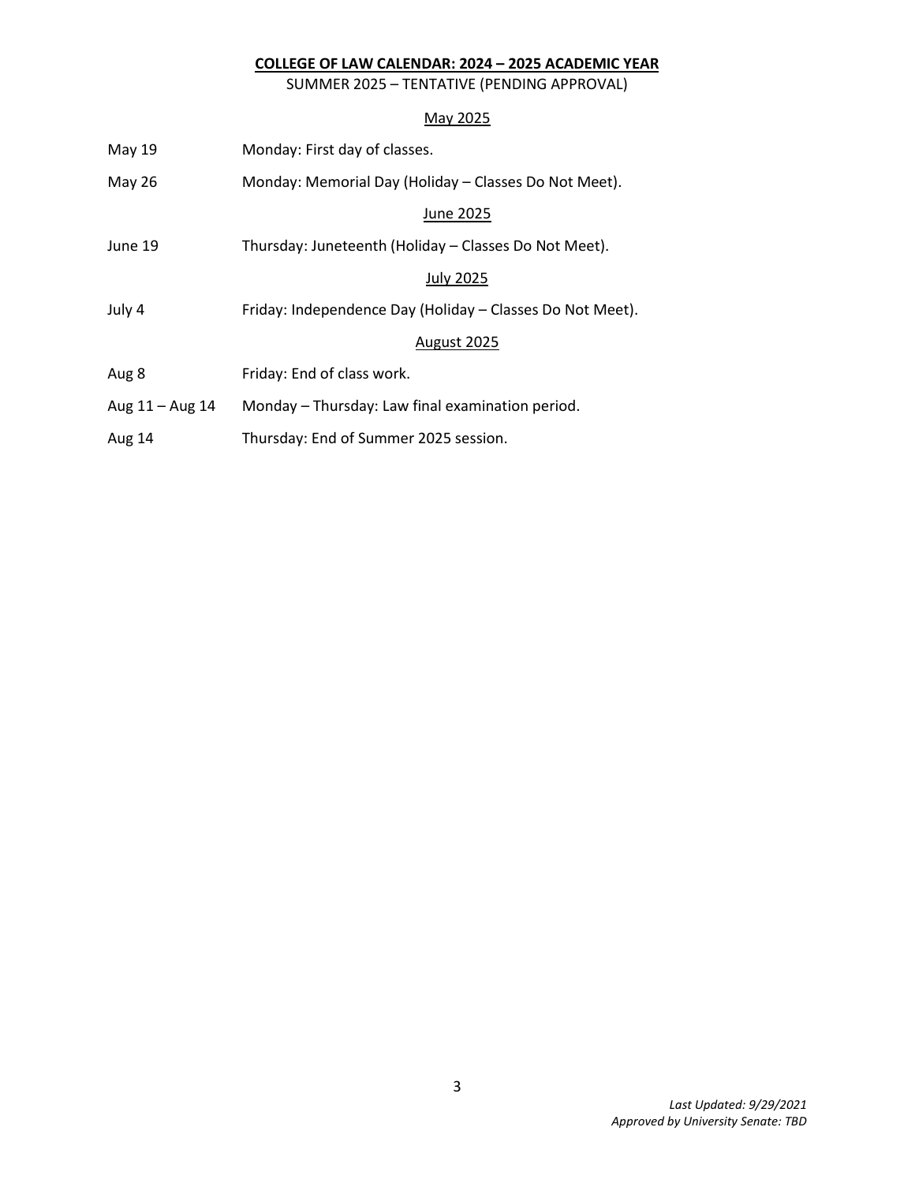# COLLEGE OF LAW CALENDAR: 2024 – 2025 ACADEMIC YEAR

SUMMER 2025 – TENTATIVE (PENDING APPROVAL)

## May 2025

| | |
|---|---|
| May 19 | Monday: First day of classes. |
| May 26 | Monday: Memorial Day (Holiday – Classes Do Not Meet). |

## June 2025

| | |
|---|---|
| June 19 | Thursday: Juneteenth (Holiday – Classes Do Not Meet). |

## July 2025

| | |
|---|---|
| July 4 | Friday: Independence Day (Holiday – Classes Do Not Meet). |

## August 2025

| | |
|---|---|
| Aug 8 | Friday: End of class work. |
| Aug 11 – Aug 14 | Monday – Thursday: Law final examination period. |
| Aug 14 | Thursday: End of Summer 2025 session. |

*Last Updated: 9/29/2021*
*Approved by University Senate: TBD*